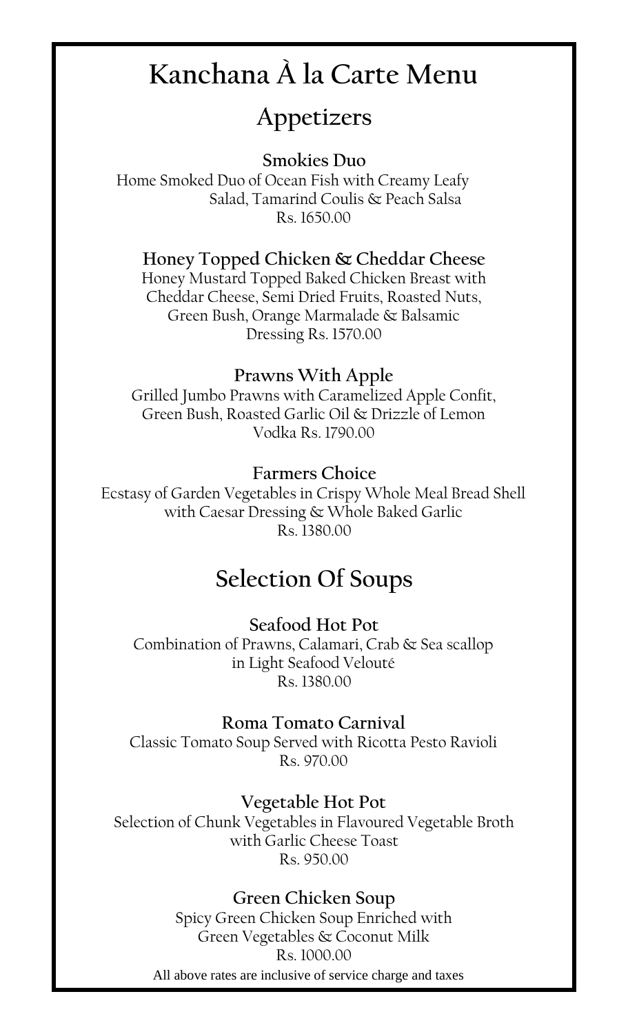# Kanchana À la Carte Menu

## Appetizers

### Smokies Duo

Home Smoked Duo of Ocean Fish with Creamy Leafy Salad, Tamarind Coulis & Peach Salsa
Rs. 1650.00

### Honey Topped Chicken & Cheddar Cheese

Honey Mustard Topped Baked Chicken Breast with Cheddar Cheese, Semi Dried Fruits, Roasted Nuts, Green Bush, Orange Marmalade & Balsamic Dressing Rs. 1570.00

### Prawns With Apple

Grilled Jumbo Prawns with Caramelized Apple Confit, Green Bush, Roasted Garlic Oil & Drizzle of Lemon Vodka Rs. 1790.00

### Farmers Choice

Ecstasy of Garden Vegetables in Crispy Whole Meal Bread Shell with Caesar Dressing & Whole Baked Garlic
Rs. 1380.00

## Selection Of Soups

### Seafood Hot Pot

Combination of Prawns, Calamari, Crab & Sea scallop in Light Seafood Velouté
Rs. 1380.00

### Roma Tomato Carnival

Classic Tomato Soup Served with Ricotta Pesto Ravioli
Rs. 970.00

### Vegetable Hot Pot

Selection of Chunk Vegetables in Flavoured Vegetable Broth with Garlic Cheese Toast
Rs. 950.00

### Green Chicken Soup

Spicy Green Chicken Soup Enriched with Green Vegetables & Coconut Milk
Rs. 1000.00

All above rates are inclusive of service charge and taxes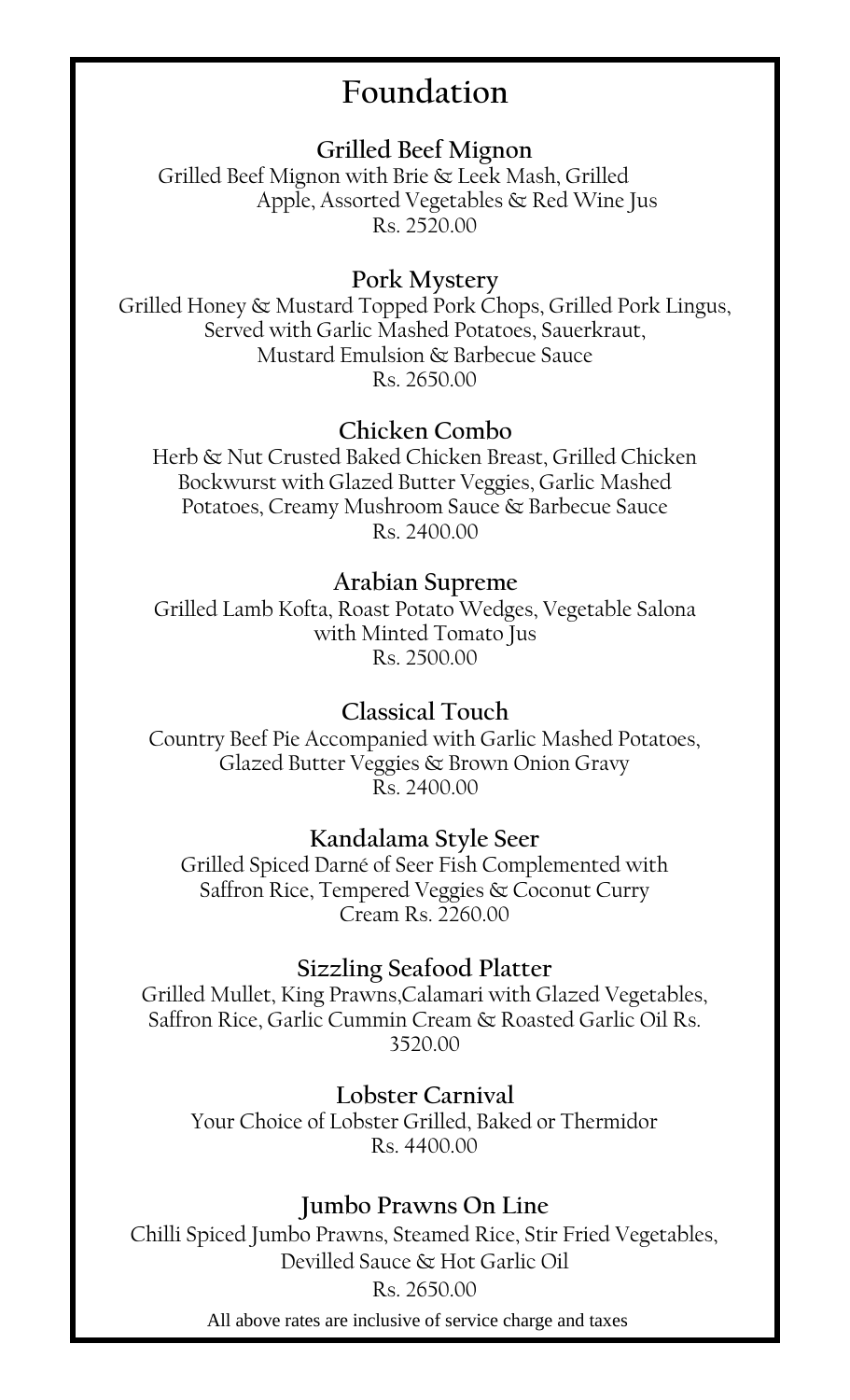# Foundation

### Grilled Beef Mignon

Grilled Beef Mignon with Brie & Leek Mash, Grilled Apple, Assorted Vegetables & Red Wine Jus
Rs. 2520.00

### Pork Mystery

Grilled Honey & Mustard Topped Pork Chops, Grilled Pork Lingus, Served with Garlic Mashed Potatoes, Sauerkraut, Mustard Emulsion & Barbecue Sauce
Rs. 2650.00

### Chicken Combo

Herb & Nut Crusted Baked Chicken Breast, Grilled Chicken Bockwurst with Glazed Butter Veggies, Garlic Mashed Potatoes, Creamy Mushroom Sauce & Barbecue Sauce
Rs. 2400.00

### Arabian Supreme

Grilled Lamb Kofta, Roast Potato Wedges, Vegetable Salona with Minted Tomato Jus
Rs. 2500.00

### Classical Touch

Country Beef Pie Accompanied with Garlic Mashed Potatoes, Glazed Butter Veggies & Brown Onion Gravy
Rs. 2400.00

### Kandalama Style Seer

Grilled Spiced Darné of Seer Fish Complemented with Saffron Rice, Tempered Veggies & Coconut Curry Cream Rs. 2260.00

### Sizzling Seafood Platter

Grilled Mullet, King Prawns,Calamari with Glazed Vegetables, Saffron Rice, Garlic Cummin Cream & Roasted Garlic Oil Rs. 3520.00

### Lobster Carnival

Your Choice of Lobster Grilled, Baked or Thermidor
Rs. 4400.00

### Jumbo Prawns On Line

Chilli Spiced Jumbo Prawns, Steamed Rice, Stir Fried Vegetables, Devilled Sauce & Hot Garlic Oil
Rs. 2650.00

All above rates are inclusive of service charge and taxes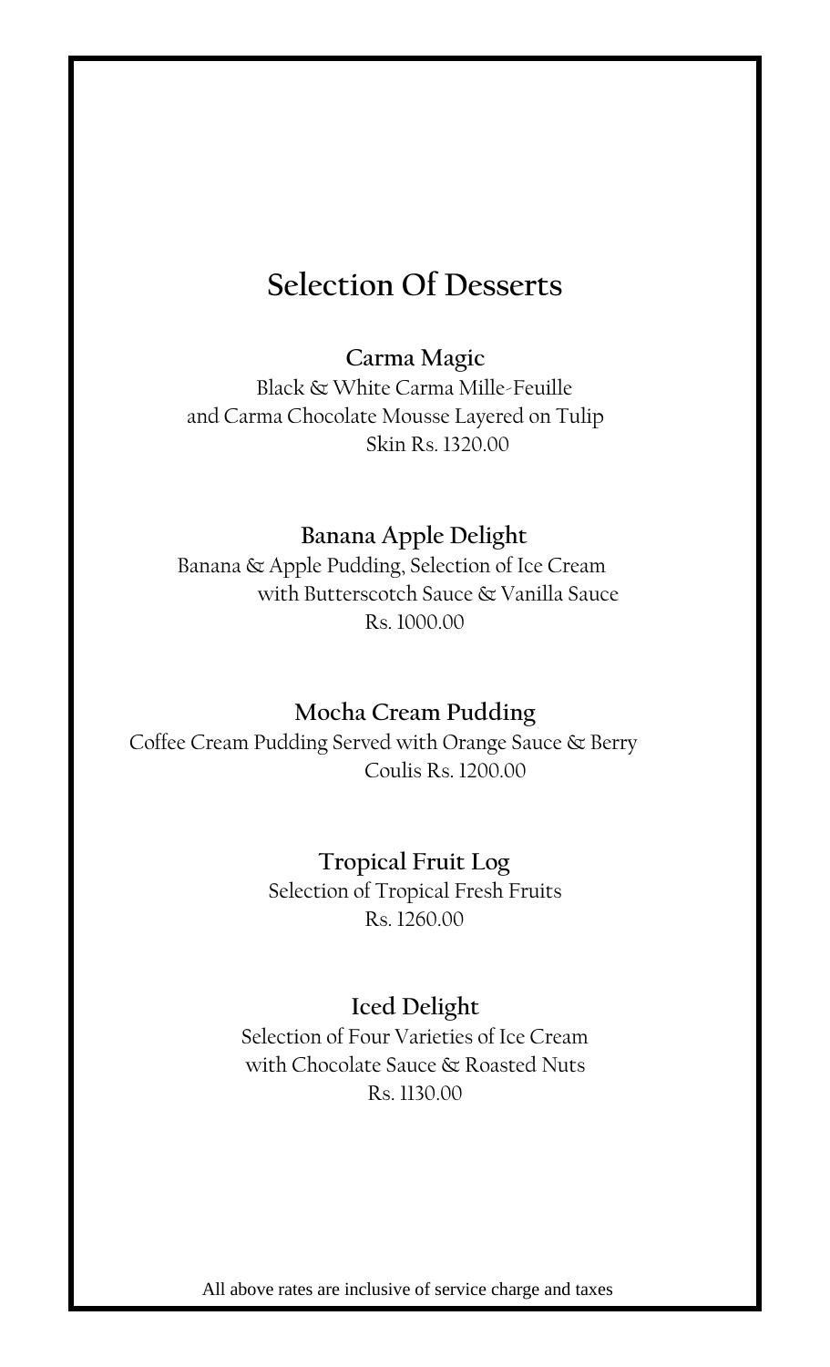# Selection Of Desserts

**Carma Magic**

Black & White Carma Mille-Feuille
and Carma Chocolate Mousse Layered on Tulip
Skin Rs. 1320.00

**Banana Apple Delight**

Banana & Apple Pudding, Selection of Ice Cream
with Butterscotch Sauce & Vanilla Sauce
Rs. 1000.00

**Mocha Cream Pudding**

Coffee Cream Pudding Served with Orange Sauce & Berry
Coulis Rs. 1200.00

**Tropical Fruit Log**

Selection of Tropical Fresh Fruits
Rs. 1260.00

**Iced Delight**

Selection of Four Varieties of Ice Cream
with Chocolate Sauce & Roasted Nuts
Rs. 1130.00

All above rates are inclusive of service charge and taxes